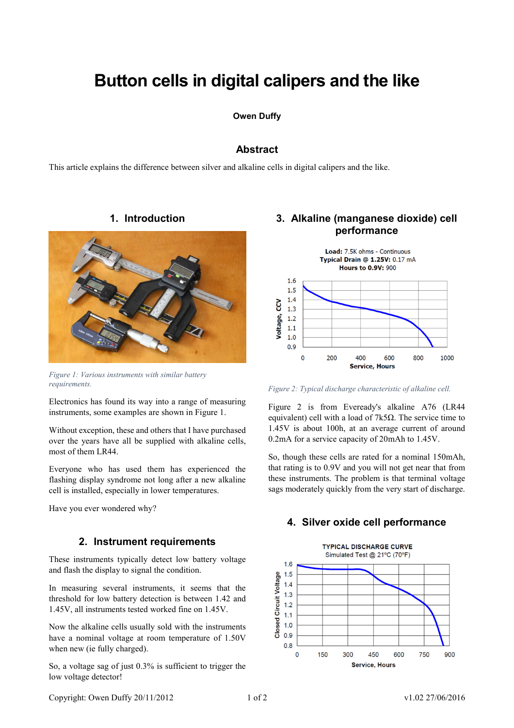# Button cells in digital calipers and the like

**Owen Duffy**

## Abstract

This article explains the difference between silver and alkaline cells in digital calipers and the like.

## 1. Introduction

*Figure 1: Various instruments with similar battery requirements.*

Electronics has found its way into a range of measuring instruments, some examples are shown in Figure 1.

Without exception, these and others that I have purchased over the years have all be supplied with alkaline cells, most of them LR44.

Everyone who has used them has experienced the flashing display syndrome not long after a new alkaline cell is installed, especially in lower temperatures.

Have you ever wondered why?

## 2. Instrument requirements

These instruments typically detect low battery voltage and flash the display to signal the condition.

In measuring several instruments, it seems that the threshold for low battery detection is between 1.42 and 1.45V, all instruments tested worked fine on 1.45V.

Now the alkaline cells usually sold with the instruments have a nominal voltage at room temperature of 1.50V when new (ie fully charged).

So, a voltage sag of just 0.3% is sufficient to trigger the low voltage detector!

## 3. Alkaline (manganese dioxide) cell performance

*Figure 2: Typical discharge characteristic of alkaline cell.*

Figure 2 is from Eveready's alkaline A76 (LR44 equivalent) cell with a load of 7k5Ω. The service time to 1.45V is about 100h, at an average current of around 0.2mA for a service capacity of 20mAh to 1.45V.

So, though these cells are rated for a nominal 150mAh, that rating is to 0.9V and you will not get near that from these instruments. The problem is that terminal voltage sags moderately quickly from the very start of discharge.

## 4. Silver oxide cell performance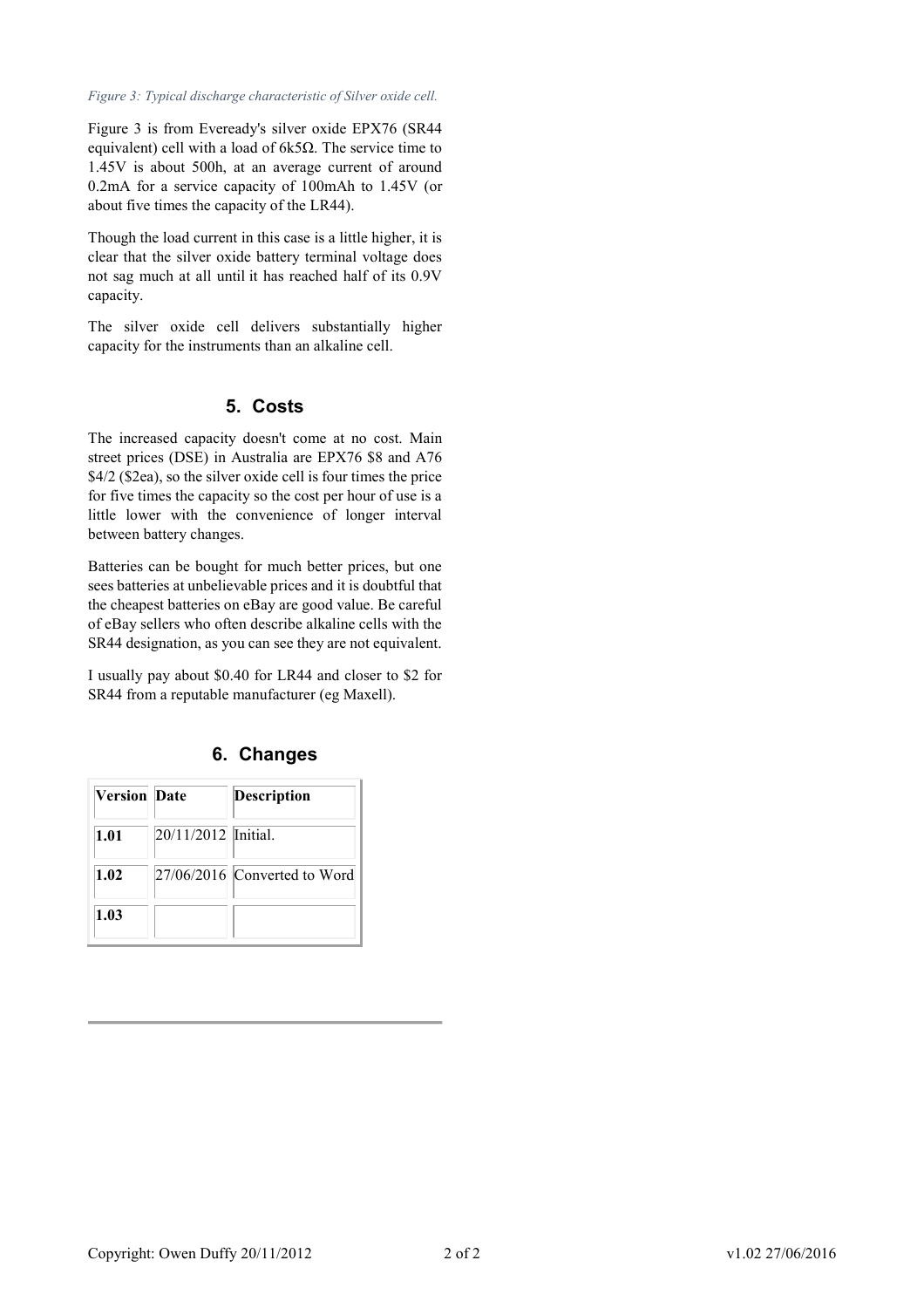*Figure 3: Typical discharge characteristic of Silver oxide cell.*

Figure 3 is from Eveready's silver oxide EPX76 (SR44 equivalent) cell with a load of 6k5Ω. The service time to 1.45V is about 500h, at an average current of around 0.2mA for a service capacity of 100mAh to 1.45V (or about five times the capacity of the LR44).

Though the load current in this case is a little higher, it is clear that the silver oxide battery terminal voltage does not sag much at all until it has reached half of its 0.9V capacity.

The silver oxide cell delivers substantially higher capacity for the instruments than an alkaline cell.

## 5. Costs

The increased capacity doesn't come at no cost. Main street prices (DSE) in Australia are EPX76 $8 and A76 $4/2 ($2ea), so the silver oxide cell is four times the price for five times the capacity so the cost per hour of use is a little lower with the convenience of longer interval between battery changes.

Batteries can be bought for much better prices, but one sees batteries at unbelievable prices and it is doubtful that the cheapest batteries on eBay are good value. Be careful of eBay sellers who often describe alkaline cells with the SR44 designation, as you can see they are not equivalent.

I usually pay about $0.40 for LR44 and closer to $2 for SR44 from a reputable manufacturer (eg Maxell).

## 6. Changes

| Version | Date | Description |
|---|---|---|
| **1.01** | 20/11/2012 | Initial. |
| **1.02** | 27/06/2016 | Converted to Word |
| **1.03** | | |